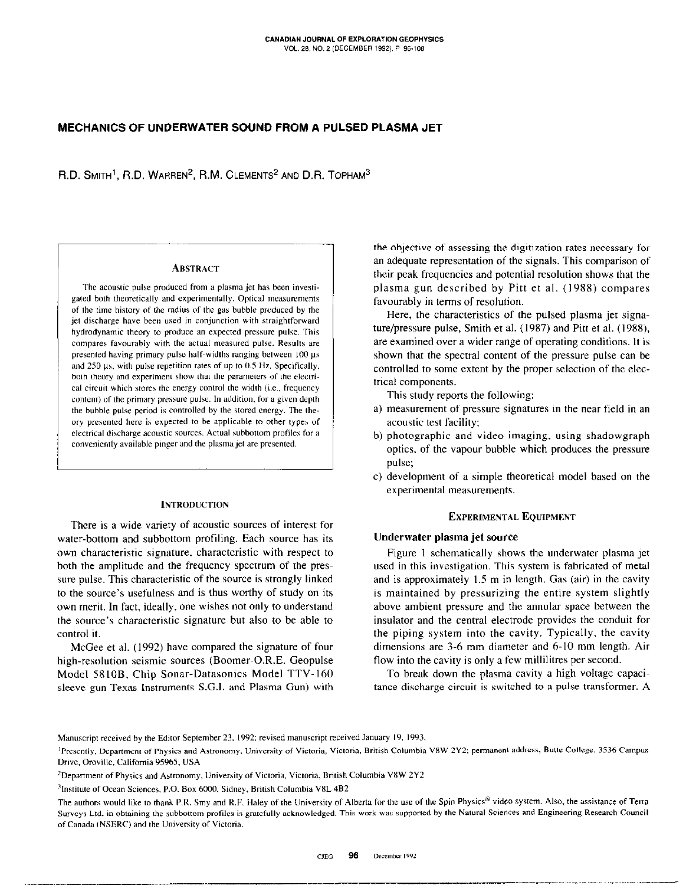# MECHANICS OF UNDERWATER SOUND FROM A PULSED PLASMA JET

R.D. SMITH[1], R.D. WARREN[2], R.M. CLEMENTS[2] AND D.R. TOPHAM[3]

### ABSTRACT

The acoustic pulse produced from a plasma jet has been investigated both theoretically and experimentally. Optical measurements of the time history of the radius of the gas bubble produced by the jet discharge have been used in conjunction with straightforward hydrodynamic theory to produce an expected pressure pulse. This compares favourably with the actual measured pulse. Results are presented having primary pulse half-widths ranging between 100 μs and 250 μs, with pulse repetition rates of up to 0.5 Hz. Specifically, both theory and experiment show that the parameters of the electrical circuit which stores the energy control the width (i.e., frequency content) of the primary pressure pulse. In addition, for a given depth the bubble pulse period is controlled by the stored energy. The theory presented here is expected to be applicable to other types of electrical discharge acoustic sources. Actual subbottom profiles for a conveniently available pinger and the plasma jet are presented.

## INTRODUCTION

There is a wide variety of acoustic sources of interest for water-bottom and subbottom profiling. Each source has its own characteristic signature, characteristic with respect to both the amplitude and the frequency spectrum of the pressure pulse. This characteristic of the source is strongly linked to the source's usefulness and is thus worthy of study on its own merit. In fact, ideally, one wishes not only to understand the source's characteristic signature but also to be able to control it.

McGee et al. (1992) have compared the signature of four high-resolution seismic sources (Boomer-O.R.E. Geopulse Model 5810B, Chip Sonar-Datasonics Model TTV-160 sleeve gun Texas Instruments S.G.I. and Plasma Gun) with the objective of assessing the digitization rates necessary for an adequate representation of the signals. This comparison of their peak frequencies and potential resolution shows that the plasma gun described by Pitt et al. (1988) compares favourably in terms of resolution.

Here, the characteristics of the pulsed plasma jet signature/pressure pulse, Smith et al. (1987) and Pitt et al. (1988), are examined over a wider range of operating conditions. It is shown that the spectral content of the pressure pulse can be controlled to some extent by the proper selection of the electrical components.

This study reports the following:

a) measurement of pressure signatures in the near field in an acoustic test facility;
b) photographic and video imaging, using shadowgraph optics, of the vapour bubble which produces the pressure pulse;
c) development of a simple theoretical model based on the experimental measurements.

## EXPERIMENTAL EQUIPMENT

### Underwater plasma jet source

Figure 1 schematically shows the underwater plasma jet used in this investigation. This system is fabricated of metal and is approximately 1.5 m in length. Gas (air) in the cavity is maintained by pressurizing the entire system slightly above ambient pressure and the annular space between the insulator and the central electrode provides the conduit for the piping system into the cavity. Typically, the cavity dimensions are 3-6 mm diameter and 6-10 mm length. Air flow into the cavity is only a few millilitres per second.

To break down the plasma cavity a high voltage capacitance discharge circuit is switched to a pulse transformer. A

---

Manuscript received by the Editor September 23, 1992; revised manuscript received January 19, 1993.

[1]Presently, Department of Physics and Astronomy, University of Victoria, Victoria, British Columbia V8W 2Y2; permanent address, Butte College, 3536 Campus Drive, Oroville, California 95965, USA

[2]Department of Physics and Astronomy, University of Victoria, Victoria, British Columbia V8W 2Y2

[3]Institute of Ocean Sciences, P.O. Box 6000, Sidney, British Columbia V8L 4B2

The authors would like to thank P.R. Smy and R.F. Haley of the University of Alberta for the use of the Spin Physics® video system. Also, the assistance of Terra Surveys Ltd. in obtaining the subbottom profiles is gratefully acknowledged. This work was supported by the Natural Sciences and Engineering Research Council of Canada (NSERC) and the University of Victoria.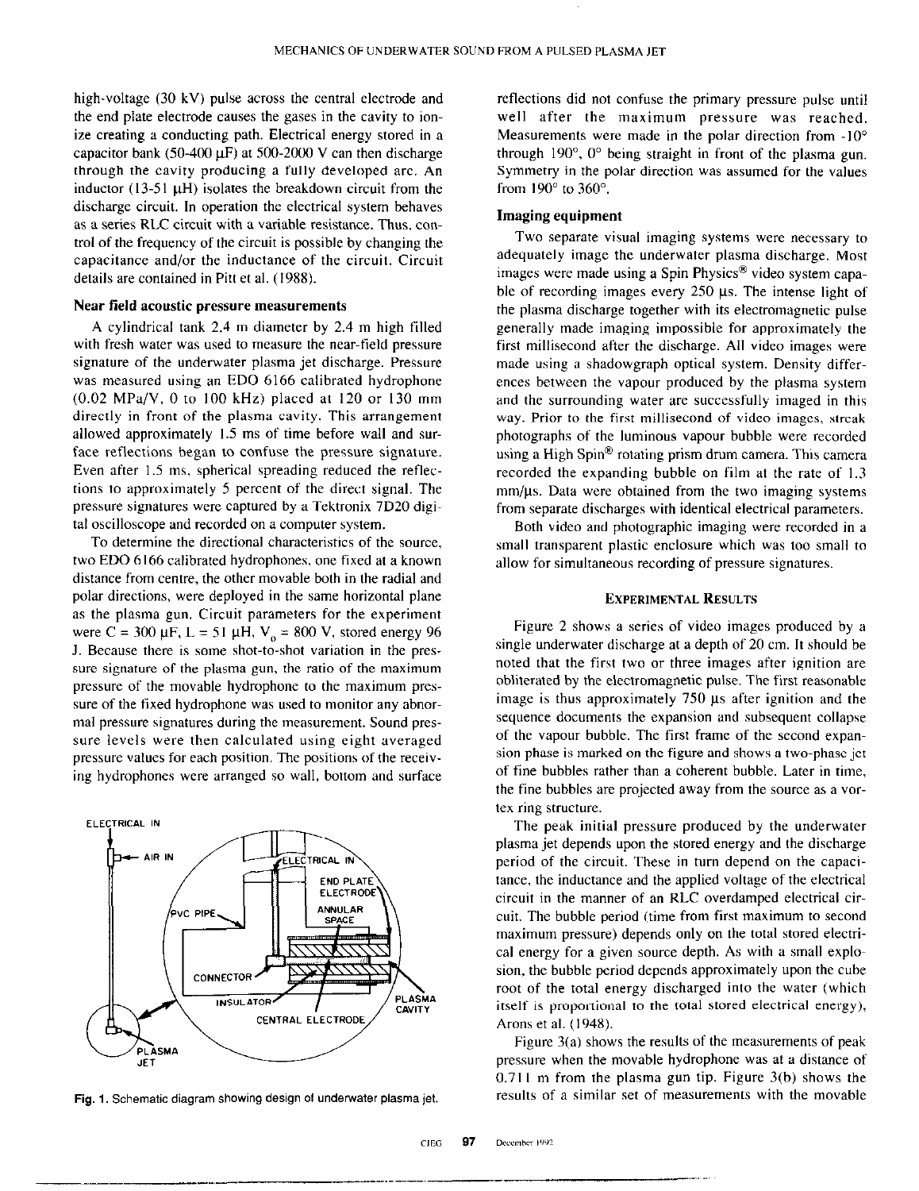high-voltage (30 kV) pulse across the central electrode and the end plate electrode causes the gases in the cavity to ionize creating a conducting path. Electrical energy stored in a capacitor bank (50-400 μF) at 500-2000 V can then discharge through the cavity producing a fully developed arc. An inductor (13-51 μH) isolates the breakdown circuit from the discharge circuit. In operation the electrical system behaves as a series RLC circuit with a variable resistance. Thus, control of the frequency of the circuit is possible by changing the capacitance and/or the inductance of the circuit. Circuit details are contained in Pitt et al. (1988).

### Near field acoustic pressure measurements

A cylindrical tank 2.4 m diameter by 2.4 m high filled with fresh water was used to measure the near-field pressure signature of the underwater plasma jet discharge. Pressure was measured using an EDO 6166 calibrated hydrophone (0.02 MPa/V, 0 to 100 kHz) placed at 120 or 130 mm directly in front of the plasma cavity. This arrangement allowed approximately 1.5 ms of time before wall and surface reflections began to confuse the pressure signature. Even after 1.5 ms, spherical spreading reduced the reflections to approximately 5 percent of the direct signal. The pressure signatures were captured by a Tektronix 7D20 digital oscilloscope and recorded on a computer system.

To determine the directional characteristics of the source, two EDO 6166 calibrated hydrophones, one fixed at a known distance from centre, the other movable both in the radial and polar directions, were deployed in the same horizontal plane as the plasma gun. Circuit parameters for the experiment were C = 300 μF, L = 51 μH, $V_0$ = 800 V, stored energy 96 J. Because there is some shot-to-shot variation in the pressure signature of the plasma gun, the ratio of the maximum pressure of the movable hydrophone to the maximum pressure of the fixed hydrophone was used to monitor any abnormal pressure signatures during the measurement. Sound pressure levels were then calculated using eight averaged pressure values for each position. The positions of the receiving hydrophones were arranged so wall, bottom and surface reflections did not confuse the primary pressure pulse until well after the maximum pressure was reached. Measurements were made in the polar direction from -10° through 190°, 0° being straight in front of the plasma gun. Symmetry in the polar direction was assumed for the values from 190° to 360°.

ELECTRICAL IN — AIR IN — ELECTRICAL IN — END PLATE ELECTRODE — PVC PIPE — ANNULAR SPACE — CONNECTOR — INSULATOR — PLASMA CAVITY — CENTRAL ELECTRODE — PLASMA JET

**Fig. 1.** Schematic diagram showing design of underwater plasma jet.

### Imaging equipment

Two separate visual imaging systems were necessary to adequately image the underwater plasma discharge. Most images were made using a Spin Physics® video system capable of recording images every 250 μs. The intense light of the plasma discharge together with its electromagnetic pulse generally made imaging impossible for approximately the first millisecond after the discharge. All video images were made using a shadowgraph optical system. Density differences between the vapour produced by the plasma system and the surrounding water are successfully imaged in this way. Prior to the first millisecond of video images, streak photographs of the luminous vapour bubble were recorded using a High Spin® rotating prism drum camera. This camera recorded the expanding bubble on film at the rate of 1.3 mm/μs. Data were obtained from the two imaging systems from separate discharges with identical electrical parameters.

Both video and photographic imaging were recorded in a small transparent plastic enclosure which was too small to allow for simultaneous recording of pressure signatures.

## EXPERIMENTAL RESULTS

Figure 2 shows a series of video images produced by a single underwater discharge at a depth of 20 cm. It should be noted that the first two or three images after ignition are obliterated by the electromagnetic pulse. The first reasonable image is thus approximately 750 μs after ignition and the sequence documents the expansion and subsequent collapse of the vapour bubble. The first frame of the second expansion phase is marked on the figure and shows a two-phase jet of fine bubbles rather than a coherent bubble. Later in time, the fine bubbles are projected away from the source as a vortex ring structure.

The peak initial pressure produced by the underwater plasma jet depends upon the stored energy and the discharge period of the circuit. These in turn depend on the capacitance, the inductance and the applied voltage of the electrical circuit in the manner of an RLC overdamped electrical circuit. The bubble period (time from first maximum to second maximum pressure) depends only on the total stored electrical energy for a given source depth. As with a small explosion, the bubble period depends approximately upon the cube root of the total energy discharged into the water (which itself is proportional to the total stored electrical energy), Arons et al. (1948).

Figure 3(a) shows the results of the measurements of peak pressure when the movable hydrophone was at a distance of 0.711 m from the plasma gun tip. Figure 3(b) shows the results of a similar set of measurements with the movable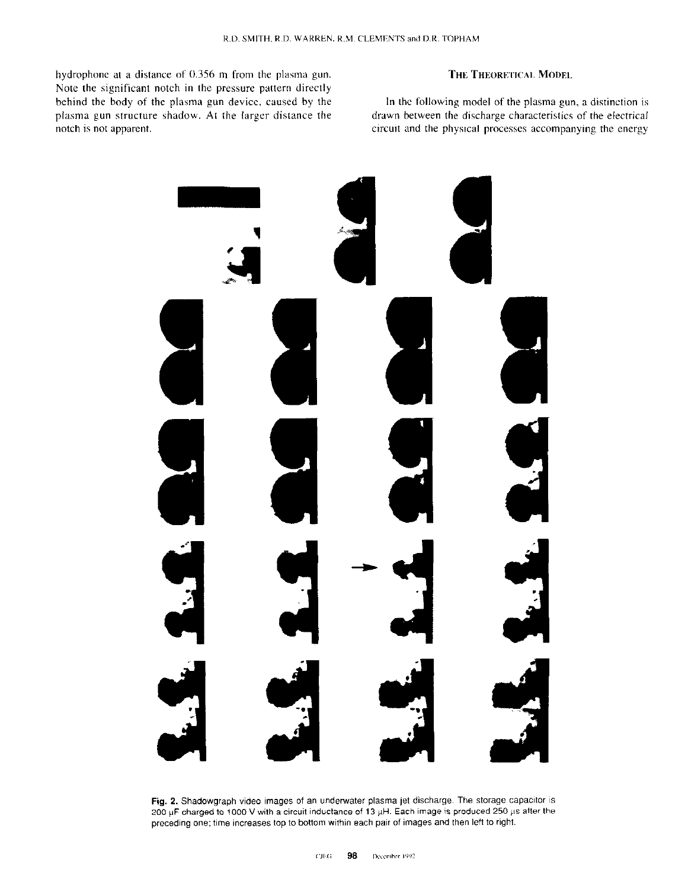hydrophone at a distance of 0.356 m from the plasma gun. Note the significant notch in the pressure pattern directly behind the body of the plasma gun device, caused by the plasma gun structure shadow. At the larger distance the notch is not apparent.

## The Theoretical Model

In the following model of the plasma gun, a distinction is drawn between the discharge characteristics of the electrical circuit and the physical processes accompanying the energy

**Fig. 2.** Shadowgraph video images of an underwater plasma jet discharge. The storage capacitor is 200 μF charged to 1000 V with a circuit inductance of 13 μH. Each image is produced 250 μs after the preceding one; time increases top to bottom within each pair of images and then left to right.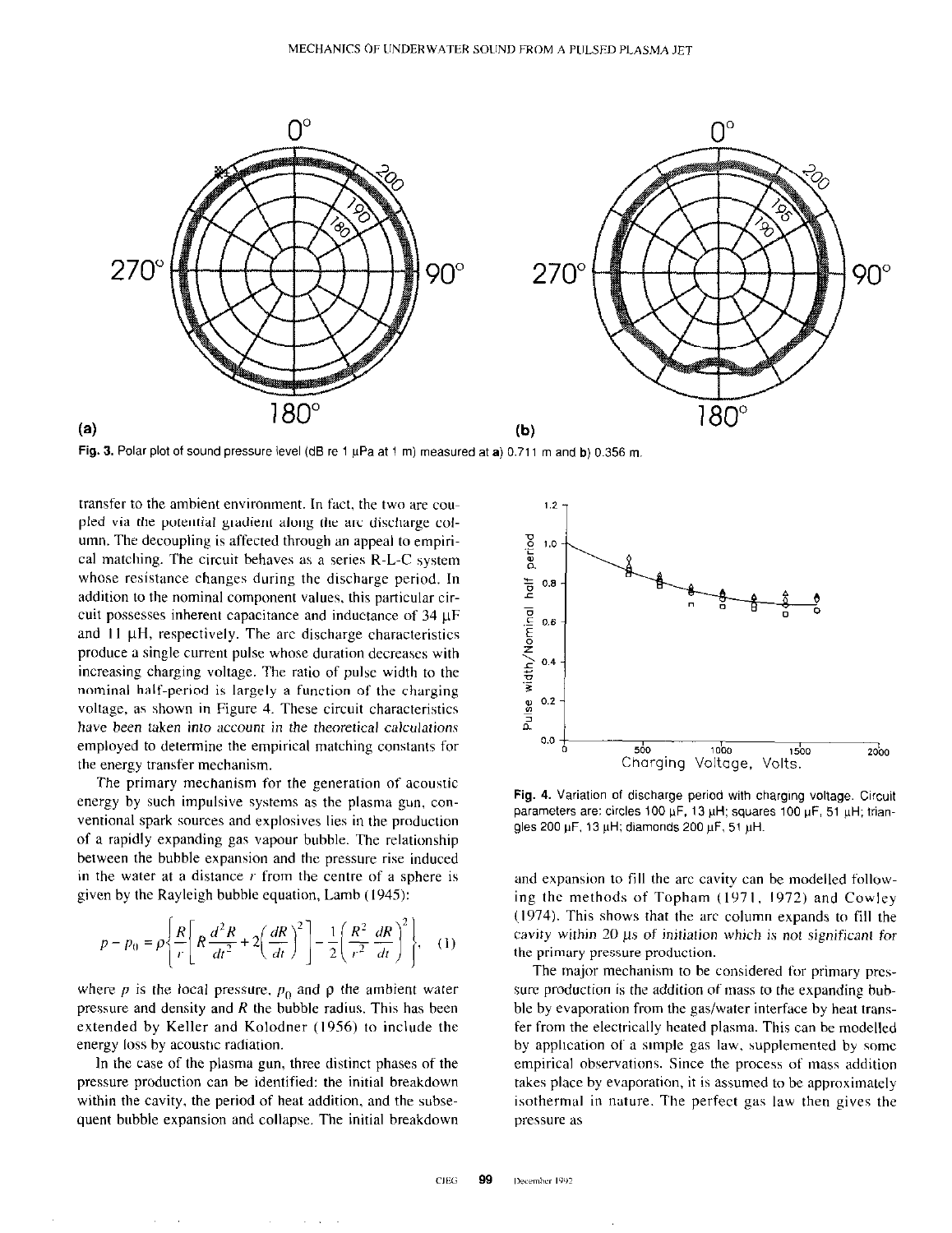Fig. 3. Polar plot of sound pressure level (dB re 1 μPa at 1 m) measured at a) 0.711 m and b) 0.356 m.

transfer to the ambient environment. In fact, the two are coupled via the potential gradient along the arc discharge column. The decoupling is affected through an appeal to empirical matching. The circuit behaves as a series R-L-C system whose resistance changes during the discharge period. In addition to the nominal component values, this particular circuit possesses inherent capacitance and inductance of 34 μF and 11 μH, respectively. The arc discharge characteristics produce a single current pulse whose duration decreases with increasing charging voltage. The ratio of pulse width to the nominal half-period is largely a function of the charging voltage, as shown in Figure 4. These circuit characteristics have been taken into account in the theoretical calculations employed to determine the empirical matching constants for the energy transfer mechanism.

The primary mechanism for the generation of acoustic energy by such impulsive systems as the plasma gun, conventional spark sources and explosives lies in the production of a rapidly expanding gas vapour bubble. The relationship between the bubble expansion and the pressure rise induced in the water at a distance $r$ from the centre of a sphere is given by the Rayleigh bubble equation, Lamb (1945):

$$p - p_0 = \rho\left\{\frac{R}{r}\left[R\frac{d^2R}{dt^2} + 2\left(\frac{dR}{dt}\right)^2\right] - \frac{1}{2}\left(\frac{R^2}{r^2}\frac{dR}{dt}\right)^2\right\}, \quad (1)$$

where $p$ is the local pressure, $p_0$ and $\rho$ the ambient water pressure and density and $R$ the bubble radius. This has been extended by Keller and Kolodner (1956) to include the energy loss by acoustic radiation.

In the case of the plasma gun, three distinct phases of the pressure production can be identified: the initial breakdown within the cavity, the period of heat addition, and the subsequent bubble expansion and collapse. The initial breakdown and expansion to fill the arc cavity can be modelled following the methods of Topham (1971, 1972) and Cowley (1974). This shows that the arc column expands to fill the cavity within 20 μs of initiation which is not significant for the primary pressure production.

Fig. 4. Variation of discharge period with charging voltage. Circuit parameters are: circles 100 μF, 13 μH; squares 100 μF, 51 μH; triangles 200 μF, 13 μH; diamonds 200 μF, 51 μH.

The major mechanism to be considered for primary pressure production is the addition of mass to the expanding bubble by evaporation from the gas/water interface by heat transfer from the electrically heated plasma. This can be modelled by application of a simple gas law, supplemented by some empirical observations. Since the process of mass addition takes place by evaporation, it is assumed to be approximately isothermal in nature. The perfect gas law then gives the pressure as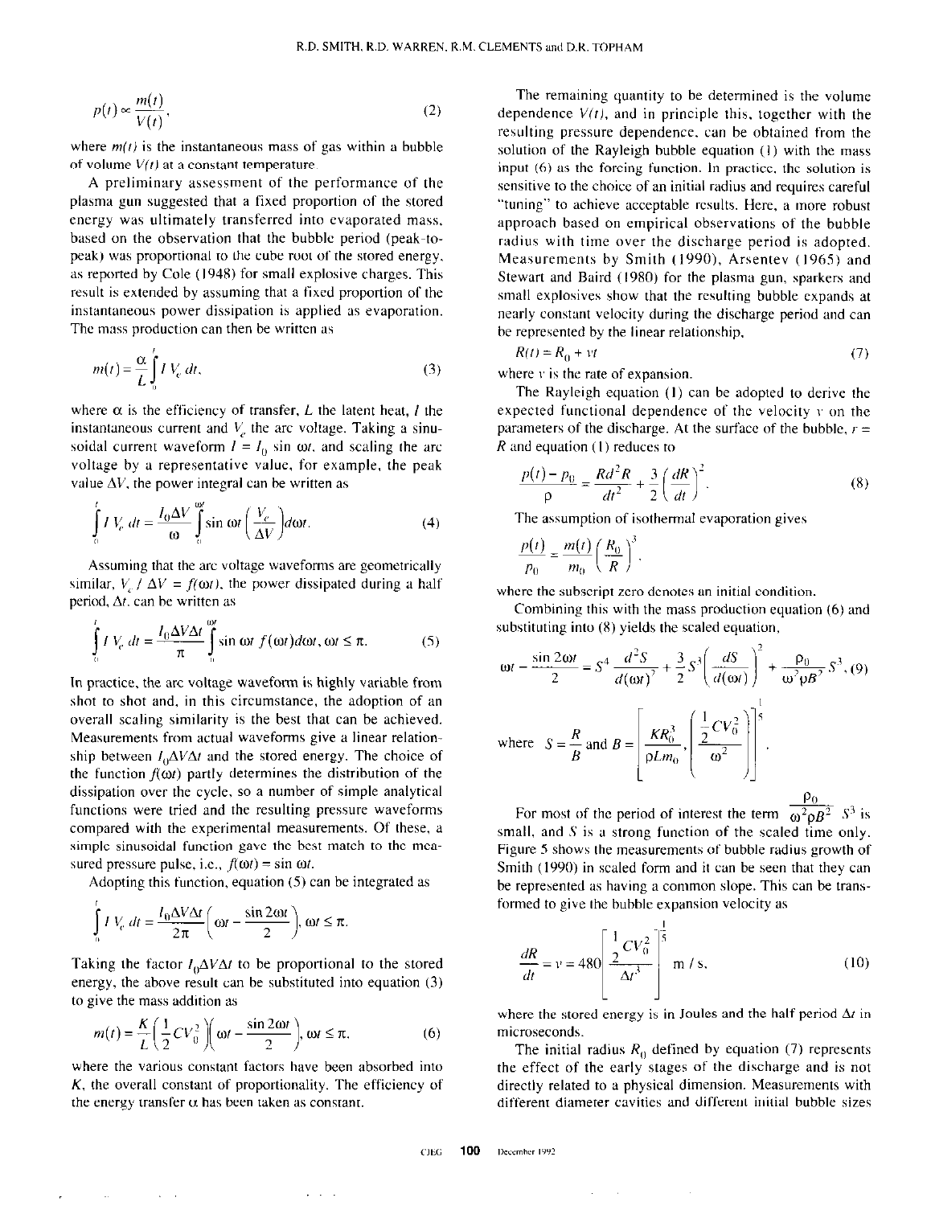$$p(t) \propto \frac{m(t)}{V(t)}, \tag{2}$$

where $m(t)$ is the instantaneous mass of gas within a bubble of volume $V(t)$ at a constant temperature.

A preliminary assessment of the performance of the plasma gun suggested that a fixed proportion of the stored energy was ultimately transferred into evaporated mass, based on the observation that the bubble period (peak-to-peak) was proportional to the cube root of the stored energy, as reported by Cole (1948) for small explosive charges. This result is extended by assuming that a fixed proportion of the instantaneous power dissipation is applied as evaporation. The mass production can then be written as

$$m(t) = \frac{\alpha}{L}\int_0^t I\, V_c\, dt, \tag{3}$$

where $\alpha$ is the efficiency of transfer, $L$ the latent heat, $I$ the instantaneous current and $V_c$ the arc voltage. Taking a sinusoidal current waveform $I = I_0 \sin \omega t$, and scaling the arc voltage by a representative value, for example, the peak value $\Delta V$, the power integral can be written as

$$\int_0^t I\, V_c\, dt = \frac{I_0 \Delta V}{\omega}\int_0^{\omega t} \sin \omega t \left(\frac{V_c}{\Delta V}\right) d\omega t. \tag{4}$$

Assuming that the arc voltage waveforms are geometrically similar, $V_c / \Delta V = f(\omega t)$, the power dissipated during a half period, $\Delta t$, can be written as

$$\int_0^t I\, V_c\, dt = \frac{I_0 \Delta V \Delta t}{\pi}\int_0^{\omega t} \sin \omega t\, f(\omega t) d\omega t, \; \omega t \le \pi. \tag{5}$$

In practice, the arc voltage waveform is highly variable from shot to shot and, in this circumstance, the adoption of an overall scaling similarity is the best that can be achieved. Measurements from actual waveforms give a linear relationship between $I_0 \Delta V \Delta t$ and the stored energy. The choice of the function $f(\omega t)$ partly determines the distribution of the dissipation over the cycle, so a number of simple analytical functions were tried and the resulting pressure waveforms compared with the experimental measurements. Of these, a simple sinusoidal function gave the best match to the measured pressure pulse, i.e., $f(\omega t) = \sin \omega t$.

Adopting this function, equation (5) can be integrated as

$$\int_0^t I\, V_c\, dt = \frac{I_0 \Delta V \Delta t}{2\pi}\left(\omega t - \frac{\sin 2\omega t}{2}\right), \; \omega t \le \pi.$$

Taking the factor $I_0 \Delta V \Delta t$ to be proportional to the stored energy, the above result can be substituted into equation (3) to give the mass addition as

$$m(t) = \frac{K}{L}\left(\frac{1}{2} C V_0^2\right)\left(\omega t - \frac{\sin 2\omega t}{2}\right), \; \omega t \le \pi. \tag{6}$$

where the various constant factors have been absorbed into $K$, the overall constant of proportionality. The efficiency of the energy transfer $\alpha$ has been taken as constant.

The remaining quantity to be determined is the volume dependence $V(t)$, and in principle this, together with the resulting pressure dependence, can be obtained from the solution of the Rayleigh bubble equation (1) with the mass input (6) as the forcing function. In practice, the solution is sensitive to the choice of an initial radius and requires careful "tuning" to achieve acceptable results. Here, a more robust approach based on empirical observations of the bubble radius with time over the discharge period is adopted. Measurements by Smith (1990), Arsentev (1965) and Stewart and Baird (1980) for the plasma gun, sparkers and small explosives show that the resulting bubble expands at nearly constant velocity during the discharge period and can be represented by the linear relationship,

$$R(t) = R_0 + vt \tag{7}$$

where $v$ is the rate of expansion.

The Rayleigh equation (1) can be adopted to derive the expected functional dependence of the velocity $v$ on the parameters of the discharge. At the surface of the bubble, $r = R$ and equation (1) reduces to

$$\frac{p(t) - p_0}{\rho} = \frac{R d^2 R}{dt^2} + \frac{3}{2}\left(\frac{dR}{dt}\right)^2. \tag{8}$$

The assumption of isothermal evaporation gives

$$\frac{p(t)}{p_0} = \frac{m(t)}{m_0}\left(\frac{R_0}{R}\right)^3,$$

where the subscript zero denotes an initial condition.

Combining this with the mass production equation (6) and substituting into (8) yields the scaled equation,

$$\omega t - \frac{\sin 2\omega t}{2} = S^4 \frac{d^2 S}{d(\omega t)^2} + \frac{3}{2} S^3 \left(\frac{dS}{d(\omega t)}\right)^2 + \frac{p_0}{\omega^2 \rho B^2} S^3, \tag{9}$$

$$\text{where } S = \frac{R}{B} \text{ and } B = \left[\frac{K R_0^3}{\rho L m_0}, \frac{\left(\frac{1}{2} C V_0^2\right)}{\omega^2}\right]^{\frac{1}{5}}.$$

For most of the period of interest the term $\frac{p_0}{\omega^2 \rho B^2} S^3$ is small, and $S$ is a strong function of the scaled time only. Figure 5 shows the measurements of bubble radius growth of Smith (1990) in scaled form and it can be seen that they can be represented as having a common slope. This can be transformed to give the bubble expansion velocity as

$$\frac{dR}{dt} = v = 480\left[\frac{\frac{1}{2} C V_0^2}{\Delta t^3}\right]^{\frac{1}{5}} \text{ m / s}, \tag{10}$$

where the stored energy is in Joules and the half period $\Delta t$ in microseconds.

The initial radius $R_0$ defined by equation (7) represents the effect of the early stages of the discharge and is not directly related to a physical dimension. Measurements with different diameter cavities and different initial bubble sizes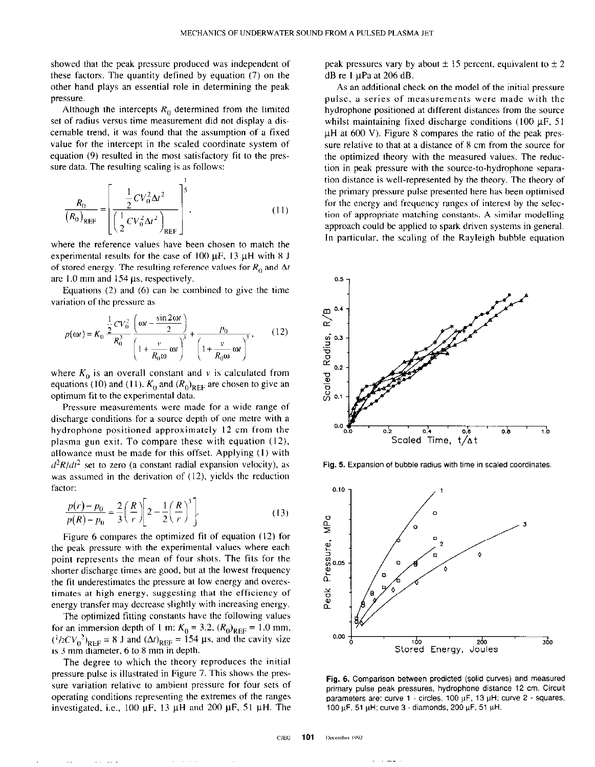showed that the peak pressure produced was independent of these factors. The quantity defined by equation (7) on the other hand plays an essential role in determining the peak pressure.

Although the intercepts $R_0$ determined from the limited set of radius versus time measurement did not display a discernable trend, it was found that the assumption of a fixed value for the intercept in the scaled coordinate system of equation (9) resulted in the most satisfactory fit to the pressure data. The resulting scaling is as follows:

$$\frac{R_0}{(R_0)_{REF}} = \left[ \frac{\frac{1}{2} C V_0^2 \Delta t^2}{\left( \frac{1}{2} C V_0^2 \Delta t^2 \right)_{REF}} \right]^{\frac{1}{5}}, \tag{11}$$

where the reference values have been chosen to match the experimental results for the case of 100 μF, 13 μH with 8 J of stored energy. The resulting reference values for $R_0$ and $\Delta t$ are 1.0 mm and 154 μs, respectively.

Equations (2) and (6) can be combined to give the time variation of the pressure as

$$p(\omega t) = K_0 \frac{\frac{1}{2} C V_0^2 \left( \omega t - \frac{\sin 2\omega t}{2} \right)}{R_0^3 \left( 1 + \frac{v}{R_0 \omega} \omega t \right)^3} + \frac{p_0}{\left( 1 + \frac{v}{R_0 \omega} \omega t \right)^3}, \tag{12}$$

where $K_0$ is an overall constant and $v$ is calculated from equations (10) and (11). $K_0$ and $(R_0)_{REF}$ are chosen to give an optimum fit to the experimental data.

Pressure measurements were made for a wide range of discharge conditions for a source depth of one metre with a hydrophone positioned approximately 12 cm from the plasma gun exit. To compare these with equation (12), allowance must be made for this offset. Applying (1) with $d^2R/dt^2$ set to zero (a constant radial expansion velocity), as was assumed in the derivation of (12), yields the reduction factor:

$$\frac{p(r) - p_0}{p(R) - p_0} = \frac{2}{3} \left( \frac{R}{r} \right) \left[ 2 - \frac{1}{2} \left( \frac{R}{r} \right)^3 \right]. \tag{13}$$

Figure 6 compares the optimized fit of equation (12) for the peak pressure with the experimental values where each point represents the mean of four shots. The fits for the shorter discharge times are good, but at the lowest frequency the fit underestimates the pressure at low energy and overestimates at high energy, suggesting that the efficiency of energy transfer may decrease slightly with increasing energy.

The optimized fitting constants have the following values for an immersion depth of 1 m: $K_0 = 3.2$, $(R_0)_{REF} = 1.0$ mm, $(^1/_2 C V_0^2)_{REF} = 8$ J and $(\Delta t)_{REF} = 154$ μs, and the cavity size is 3 mm diameter, 6 to 8 mm in depth.

The degree to which the theory reproduces the initial pressure pulse is illustrated in Figure 7. This shows the pressure variation relative to ambient pressure for four sets of operating conditions representing the extremes of the ranges investigated, i.e., 100 μF, 13 μH and 200 μF, 51 μH. The peak pressures vary by about ± 15 percent, equivalent to ± 2 dB re 1 μPa at 206 dB.

As an additional check on the model of the initial pressure pulse, a series of measurements were made with the hydrophone positioned at different distances from the source whilst maintaining fixed discharge conditions (100 μF, 51 μH at 600 V). Figure 8 compares the ratio of the peak pressure relative to that at a distance of 8 cm from the source for the optimized theory with the measured values. The reduction in peak pressure with the source-to-hydrophone separation distance is well-represented by the theory. The theory of the primary pressure pulse presented here has been optimised for the energy and frequency ranges of interest by the selection of appropriate matching constants. A similar modelling approach could be applied to spark driven systems in general. In particular, the scaling of the Rayleigh bubble equation

**Fig. 5.** Expansion of bubble radius with time in scaled coordinates.

**Fig. 6.** Comparison between predicted (solid curves) and measured primary pulse peak pressures, hydrophone distance 12 cm. Circuit parameters are: curve 1 - circles, 100 μF, 13 μH; curve 2 - squares, 100 μF, 51 μH; curve 3 - diamonds, 200 μF, 51 μH.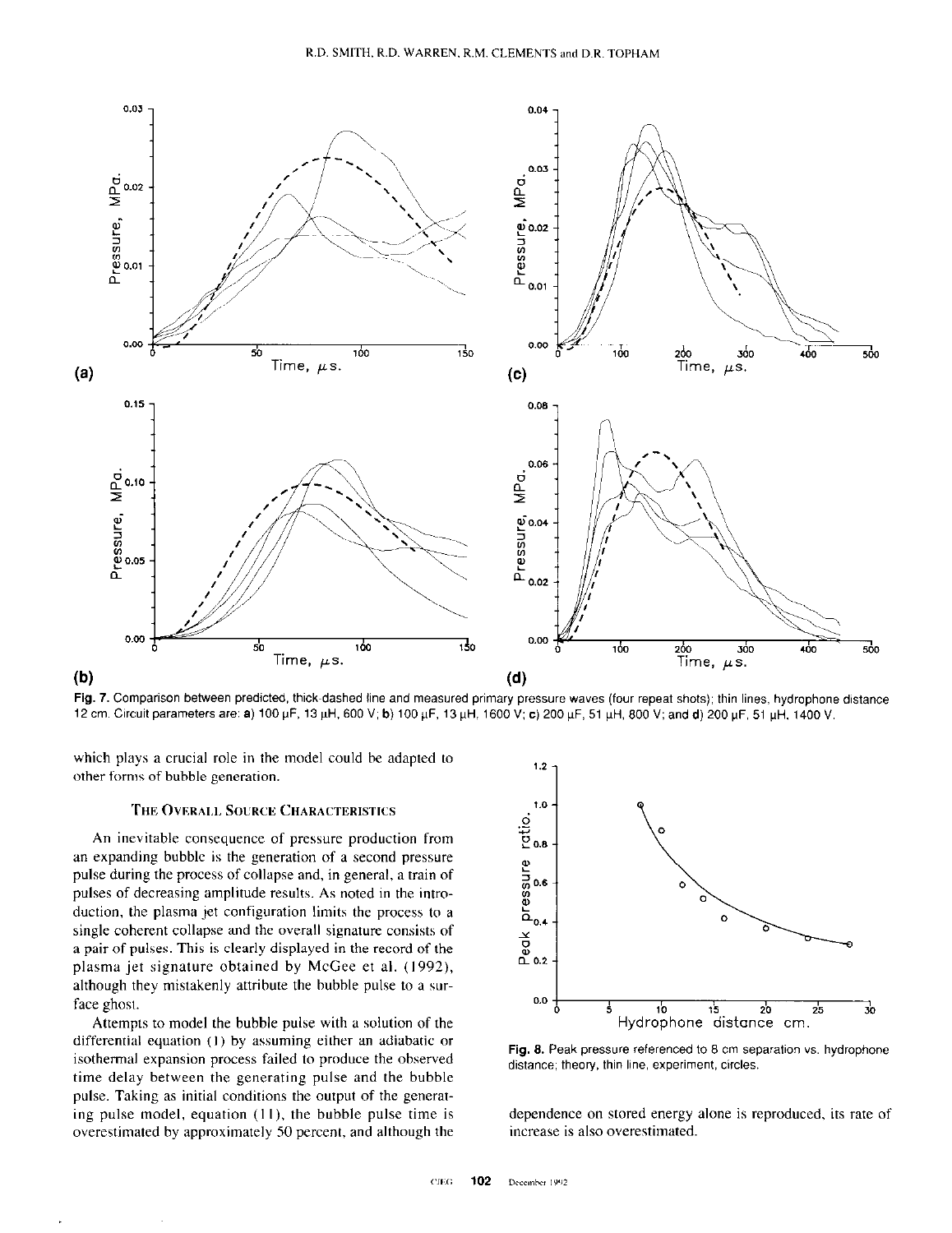Fig. 7. Comparison between predicted, thick-dashed line and measured primary pressure waves (four repeat shots); thin lines, hydrophone distance 12 cm. Circuit parameters are: a) 100 μF, 13 μH, 600 V; b) 100 μF, 13 μH, 1600 V; c) 200 μF, 51 μH, 800 V; and d) 200 μF, 51 μH, 1400 V.

which plays a crucial role in the model could be adapted to other forms of bubble generation.

### The Overall Source Characteristics

An inevitable consequence of pressure production from an expanding bubble is the generation of a second pressure pulse during the process of collapse and, in general, a train of pulses of decreasing amplitude results. As noted in the introduction, the plasma jet configuration limits the process to a single coherent collapse and the overall signature consists of a pair of pulses. This is clearly displayed in the record of the plasma jet signature obtained by McGee et al. (1992), although they mistakenly attribute the bubble pulse to a surface ghost.

Attempts to model the bubble pulse with a solution of the differential equation (1) by assuming either an adiabatic or isothermal expansion process failed to produce the observed time delay between the generating pulse and the bubble pulse. Taking as initial conditions the output of the generating pulse model, equation (11), the bubble pulse time is overestimated by approximately 50 percent, and although the dependence on stored energy alone is reproduced, its rate of increase is also overestimated.

Fig. 8. Peak pressure referenced to 8 cm separation vs. hydrophone distance; theory, thin line, experiment, circles.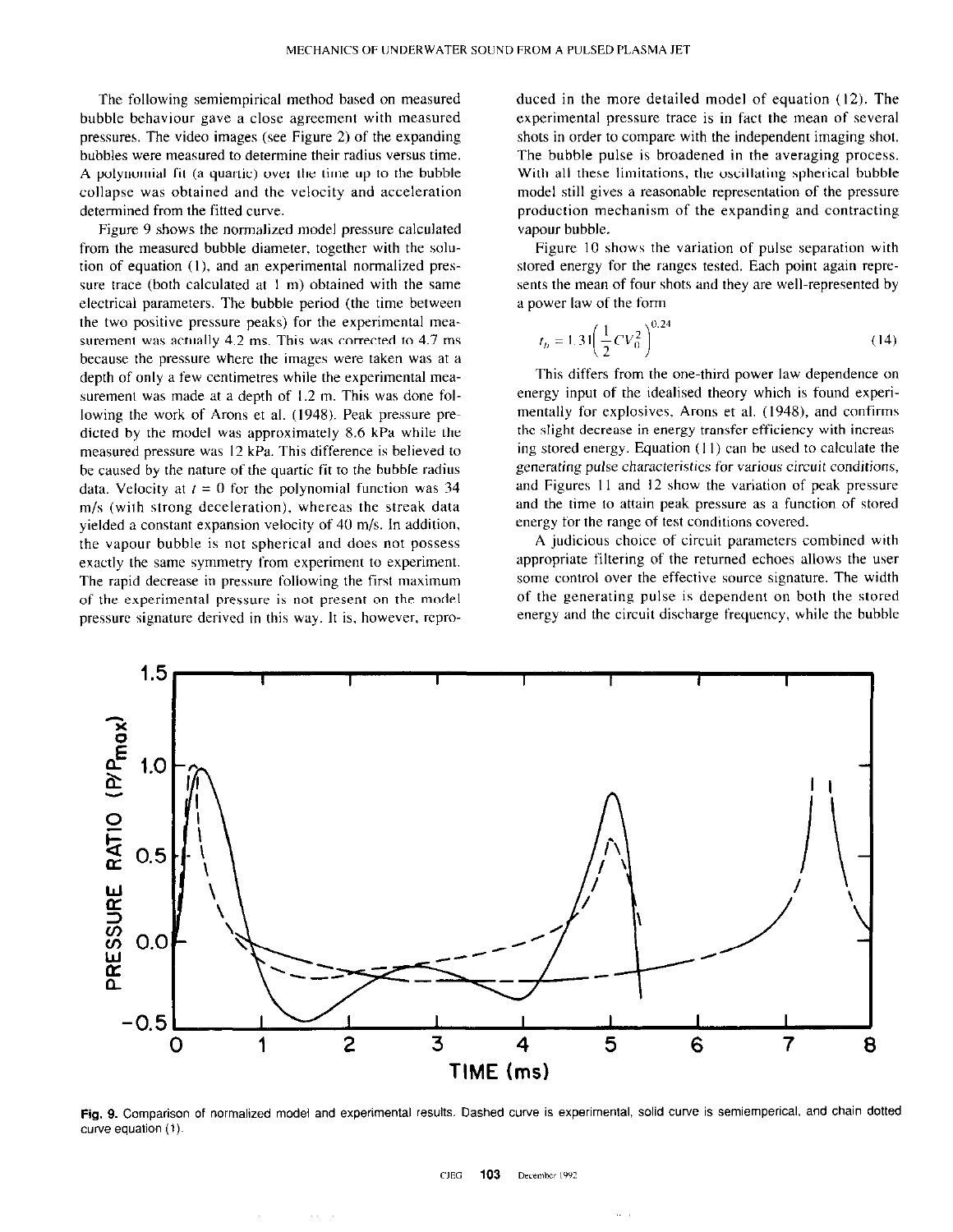The following semiempirical method based on measured bubble behaviour gave a close agreement with measured pressures. The video images (see Figure 2) of the expanding bubbles were measured to determine their radius versus time. A polynomial fit (a quartic) over the time up to the bubble collapse was obtained and the velocity and acceleration determined from the fitted curve.

Figure 9 shows the normalized model pressure calculated from the measured bubble diameter, together with the solution of equation (1), and an experimental normalized pressure trace (both calculated at 1 m) obtained with the same electrical parameters. The bubble period (the time between the two positive pressure peaks) for the experimental measurement was actually 4.2 ms. This was corrected to 4.7 ms because the pressure where the images were taken was at a depth of only a few centimetres while the experimental measurement was made at a depth of 1.2 m. This was done following the work of Arons et al. (1948). Peak pressure predicted by the model was approximately 8.6 kPa while the measured pressure was 12 kPa. This difference is believed to be caused by the nature of the quartic fit to the bubble radius data. Velocity at $t = 0$ for the polynomial function was 34 m/s (with strong deceleration), whereas the streak data yielded a constant expansion velocity of 40 m/s. In addition, the vapour bubble is not spherical and does not possess exactly the same symmetry from experiment to experiment. The rapid decrease in pressure following the first maximum of the experimental pressure is not present on the model pressure signature derived in this way. It is, however, reproduced in the more detailed model of equation (12). The experimental pressure trace is in fact the mean of several shots in order to compare with the independent imaging shot. The bubble pulse is broadened in the averaging process. With all these limitations, the oscillating spherical bubble model still gives a reasonable representation of the pressure production mechanism of the expanding and contracting vapour bubble.

Figure 10 shows the variation of pulse separation with stored energy for the ranges tested. Each point again represents the mean of four shots and they are well-represented by a power law of the form

$$t_b = 1.31\left(\frac{1}{2}CV_0^2\right)^{0.24} \tag{14}$$

This differs from the one-third power law dependence on energy input of the idealised theory which is found experimentally for explosives, Arons et al. (1948), and confirms the slight decrease in energy transfer efficiency with increasing stored energy. Equation (11) can be used to calculate the generating pulse characteristics for various circuit conditions, and Figures 11 and 12 show the variation of peak pressure and the time to attain peak pressure as a function of stored energy for the range of test conditions covered.

A judicious choice of circuit parameters combined with appropriate filtering of the returned echoes allows the user some control over the effective source signature. The width of the generating pulse is dependent on both the stored energy and the circuit discharge frequency, while the bubble

**Fig. 9.** Comparison of normalized model and experimental results. Dashed curve is experimental, solid curve is semiemperical, and chain dotted curve equation (1).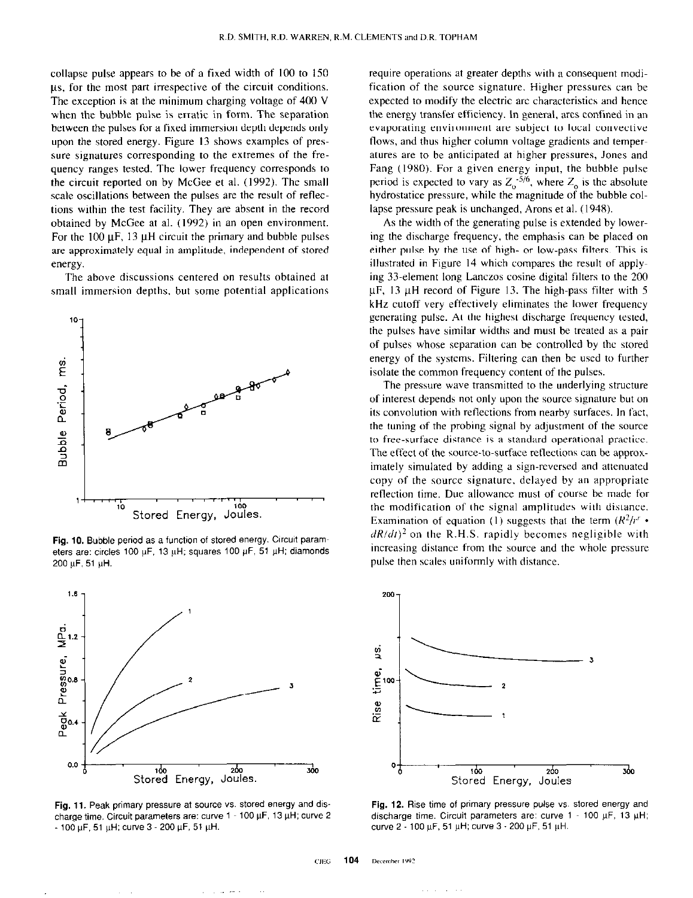collapse pulse appears to be of a fixed width of 100 to 150 μs, for the most part irrespective of the circuit conditions. The exception is at the minimum charging voltage of 400 V when the bubble pulse is erratic in form. The separation between the pulses for a fixed immersion depth depends only upon the stored energy. Figure 13 shows examples of pressure signatures corresponding to the extremes of the frequency ranges tested. The lower frequency corresponds to the circuit reported on by McGee et al. (1992). The small scale oscillations between the pulses are the result of reflections within the test facility. They are absent in the record obtained by McGee at al. (1992) in an open environment. For the 100 μF, 13 μH circuit the primary and bubble pulses are approximately equal in amplitude, independent of stored energy.

The above discussions centered on results obtained at small immersion depths, but some potential applications require operations at greater depths with a consequent modification of the source signature. Higher pressures can be expected to modify the electric arc characteristics and hence the energy transfer efficiency. In general, arcs confined in an evaporating environment are subject to local convective flows, and thus higher column voltage gradients and temperatures are to be anticipated at higher pressures, Jones and Fang (1980). For a given energy input, the bubble pulse period is expected to vary as $Z_0^{-5/6}$, where $Z_0$ is the absolute hydrostatice pressure, while the magnitude of the bubble collapse pressure peak is unchanged, Arons et al. (1948).

As the width of the generating pulse is extended by lowering the discharge frequency, the emphasis can be placed on either pulse by the use of high- or low-pass filters. This is illustrated in Figure 14 which compares the result of applying 33-element long Lanczos cosine digital filters to the 200 μF, 13 μH record of Figure 13. The high-pass filter with 5 kHz cutoff very effectively eliminates the lower frequency generating pulse. At the highest discharge frequency tested, the pulses have similar widths and must be treated as a pair of pulses whose separation can be controlled by the stored energy of the systems. Filtering can then be used to further isolate the common frequency content of the pulses.

The pressure wave transmitted to the underlying structure of interest depends not only upon the source signature but on its convolution with reflections from nearby surfaces. In fact, the tuning of the probing signal by adjustment of the source to free-surface distance is a standard operational practice. The effect of the source-to-surface reflections can be approximately simulated by adding a sign-reversed and attenuated copy of the source signature, delayed by an appropriate reflection time. Due allowance must of course be made for the modification of the signal amplitudes with distance. Examination of equation (1) suggests that the term $(R^2/r^r \cdot dR/dt)^2$ on the R.H.S. rapidly becomes negligible with increasing distance from the source and the whole pressure pulse then scales uniformly with distance.

**Fig. 10.** Bubble period as a function of stored energy. Circuit parameters are: circles 100 μF, 13 μH; squares 100 μF, 51 μH; diamonds 200 μF, 51 μH.

**Fig. 11.** Peak primary pressure at source vs. stored energy and discharge time. Circuit parameters are: curve 1 - 100 μF, 13 μH; curve 2 - 100 μF, 51 μH; curve 3 - 200 μF, 51 μH.

**Fig. 12.** Rise time of primary pressure pulse vs. stored energy and discharge time. Circuit parameters are: curve 1 - 100 μF, 13 μH; curve 2 - 100 μF, 51 μH; curve 3 - 200 μF, 51 μH.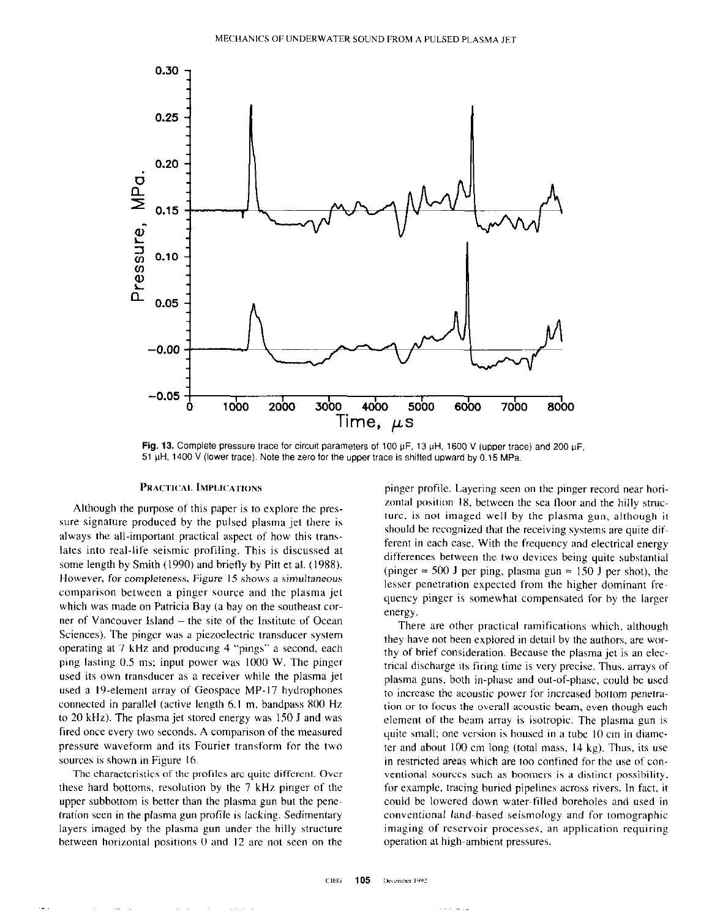Fig. 13. Complete pressure trace for circuit parameters of 100 μF, 13 μH, 1600 V (upper trace) and 200 μF, 51 μH, 1400 V (lower trace). Note the zero for the upper trace is shifted upward by 0.15 MPa.

## PRACTICAL IMPLICATIONS

Although the purpose of this paper is to explore the pressure signature produced by the pulsed plasma jet there is always the all-important practical aspect of how this translates into real-life seismic profiling. This is discussed at some length by Smith (1990) and briefly by Pitt et al. (1988). However, for completeness, Figure 15 shows a simultaneous comparison between a pinger source and the plasma jet which was made on Patricia Bay (a bay on the southeast corner of Vancouver Island – the site of the Institute of Ocean Sciences). The pinger was a piezoelectric transducer system operating at 7 kHz and producing 4 "pings" a second, each ping lasting 0.5 ms; input power was 1000 W. The pinger used its own transducer as a receiver while the plasma jet used a 19-element array of Geospace MP-17 hydrophones connected in parallel (active length 6.1 m, bandpass 800 Hz to 20 kHz). The plasma jet stored energy was 150 J and was fired once every two seconds. A comparison of the measured pressure waveform and its Fourier transform for the two sources is shown in Figure 16.

The characteristics of the profiles are quite different. Over these hard bottoms, resolution by the 7 kHz pinger of the upper subbottom is better than the plasma gun but the penetration seen in the plasma gun profile is lacking. Sedimentary layers imaged by the plasma gun under the hilly structure between horizontal positions 0 and 12 are not seen on the pinger profile. Layering seen on the pinger record near horizontal position 18, between the sea floor and the hilly structure, is not imaged well by the plasma gun, although it should be recognized that the receiving systems are quite different in each case. With the frequency and electrical energy differences between the two devices being quite substantial (pinger ≈ 500 J per ping, plasma gun ≈ 150 J per shot), the lesser penetration expected from the higher dominant frequency pinger is somewhat compensated for by the larger energy.

There are other practical ramifications which, although they have not been explored in detail by the authors, are worthy of brief consideration. Because the plasma jet is an electrical discharge its firing time is very precise. Thus, arrays of plasma guns, both in-phase and out-of-phase, could be used to increase the acoustic power for increased bottom penetration or to focus the overall acoustic beam, even though each element of the beam array is isotropic. The plasma gun is quite small; one version is housed in a tube 10 cm in diameter and about 100 cm long (total mass, 14 kg). Thus, its use in restricted areas which are too confined for the use of conventional sources such as boomers is a distinct possibility, for example, tracing buried pipelines across rivers. In fact, it could be lowered down water-filled boreholes and used in conventional land-based seismology and for tomographic imaging of reservoir processes, an application requiring operation at high-ambient pressures.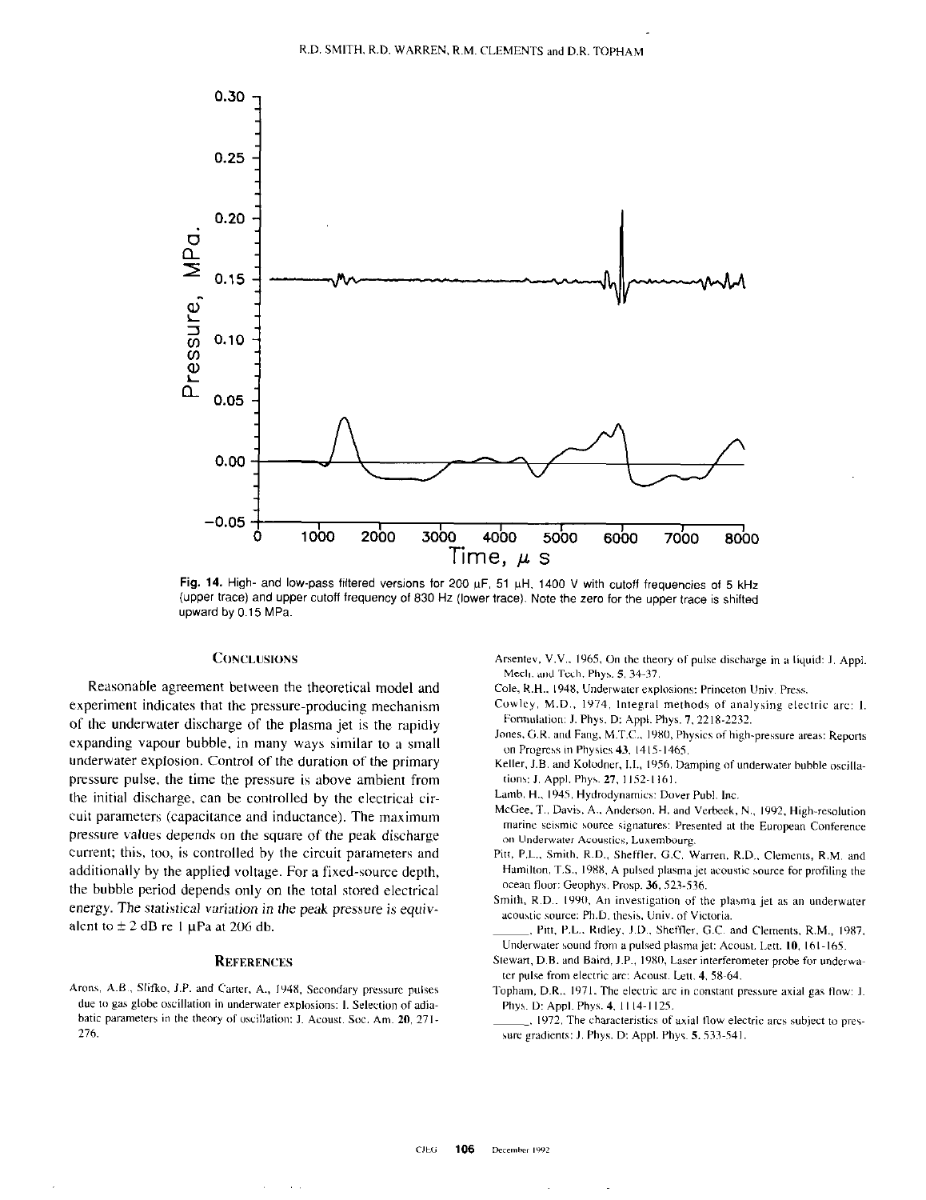Fig. 14. High- and low-pass filtered versions for 200 μF, 51 μH, 1400 V with cutoff frequencies of 5 kHz (upper trace) and upper cutoff frequency of 830 Hz (lower trace). Note the zero for the upper trace is shifted upward by 0.15 MPa.

## Conclusions

Reasonable agreement between the theoretical model and experiment indicates that the pressure-producing mechanism of the underwater discharge of the plasma jet is the rapidly expanding vapour bubble, in many ways similar to a small underwater explosion. Control of the duration of the primary pressure pulse, the time the pressure is above ambient from the initial discharge, can be controlled by the electrical circuit parameters (capacitance and inductance). The maximum pressure values depends on the square of the peak discharge current; this, too, is controlled by the circuit parameters and additionally by the applied voltage. For a fixed-source depth, the bubble period depends only on the total stored electrical energy. The statistical variation in the peak pressure is equivalent to ± 2 dB re 1 μPa at 206 db.

## References

Arons, A.B., Slifko, J.P. and Carter, A., 1948, Secondary pressure pulses due to gas globe oscillation in underwater explosions: I. Selection of adiabatic parameters in the theory of oscillation: J. Acoust. Soc. Am. 20, 271-276.

Arsentev, V.V., 1965, On the theory of pulse discharge in a liquid: J. Appl. Mech. and Tech. Phys. 5, 34-37.

Cole, R.H., 1948, Underwater explosions: Princeton Univ. Press.

Cowley, M.D., 1974, Integral methods of analysing electric arc: I. Formulation: J. Phys. D: Appl. Phys. 7, 2218-2232.

Jones, G.R. and Fang, M.T.C., 1980, Physics of high-pressure areas: Reports on Progress in Physics 43, 1415-1465.

Keller, J.B. and Kolodner, I.I., 1956, Damping of underwater bubble oscillations: J. Appl. Phys. 27, 1152-1161.

Lamb, H., 1945, Hydrodynamics: Dover Publ. Inc.

McGee, T., Davis, A., Anderson, H. and Verbeek, N., 1992, High-resolution marine seismic source signatures: Presented at the European Conference on Underwater Acoustics, Luxembourg.

Pitt, P.L., Smith, R.D., Sheffler, G.C. Warren, R.D., Clements, R.M. and Hamilton, T.S., 1988, A pulsed plasma jet acoustic source for profiling the ocean floor: Geophys. Prosp. 36, 523-536.

Smith, R.D., 1990, An investigation of the plasma jet as an underwater acoustic source: Ph.D. thesis, Univ. of Victoria.

______, Pitt, P.L., Ridley, J.D., Sheffler, G.C. and Clements, R.M., 1987, Underwater sound from a pulsed plasma jet: Acoust. Lett. 10, 161-165.

Stewart, D.B. and Baird, J.P., 1980, Laser interferometer probe for underwater pulse from electric arc: Acoust. Lett. 4, 58-64.

Topham, D.R., 1971, The electric arc in constant pressure axial gas flow: J. Phys. D: Appl. Phys. 4, 1114-1125.

______, 1972, The characteristics of axial flow electric arcs subject to pressure gradients: J. Phys. D: Appl. Phys. 5, 533-541.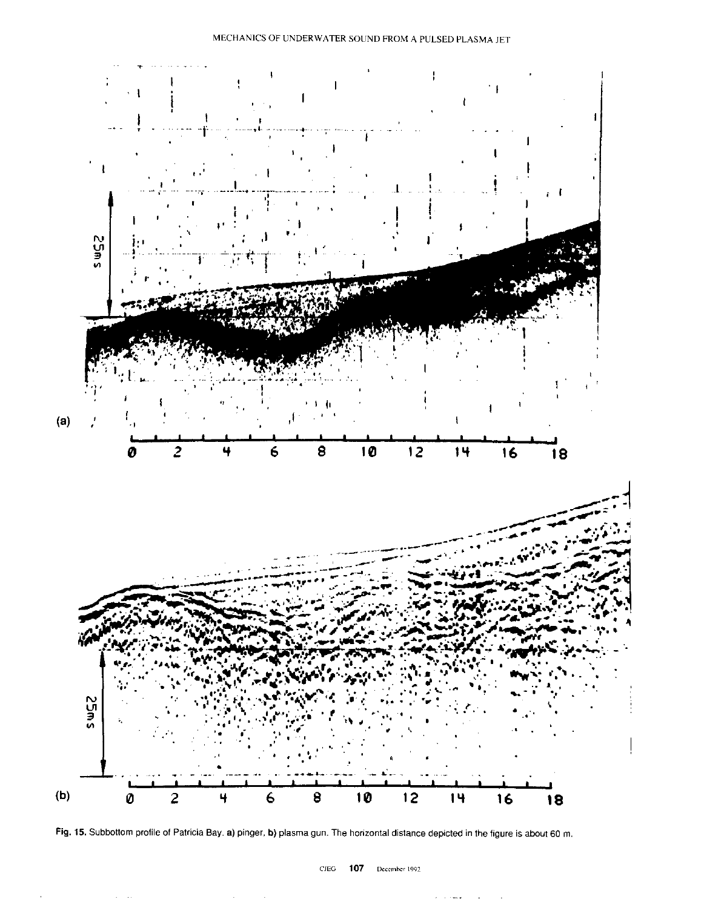Fig. 15. Subbottom profile of Patricia Bay. a) pinger, b) plasma gun. The horizontal distance depicted in the figure is about 60 m.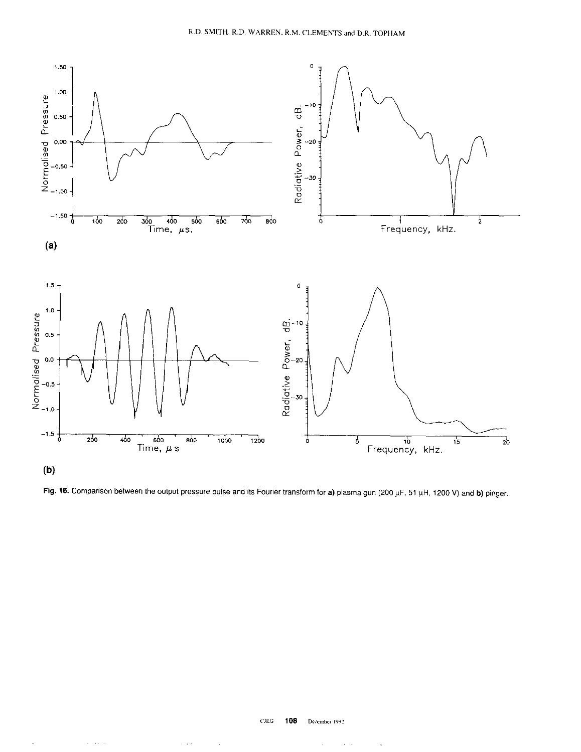1.50
1.00
0.50
0.00
-0.50
-1.00
-1.50

Normalised Pressure

0 100 200 300 400 500 600 700 800

Time, μs.

0
-10
-20
-30

Radiative Power, dB.

0 1 2

Frequency, kHz.

(a)

1.5
1.0
0.5
0.0
-0.5
-1.0
-1.5

Normalised Pressure

0 200 400 600 800 1000 1200

Time, μ s

0
-10
-20
-30

Radiative Power, dB.

0 5 10 15 20

Frequency, kHz.

(b)

**Fig. 16.** Comparison between the output pressure pulse and its Fourier transform for **a)** plasma gun (200 μF, 51 μH, 1200 V) and **b)** pinger.